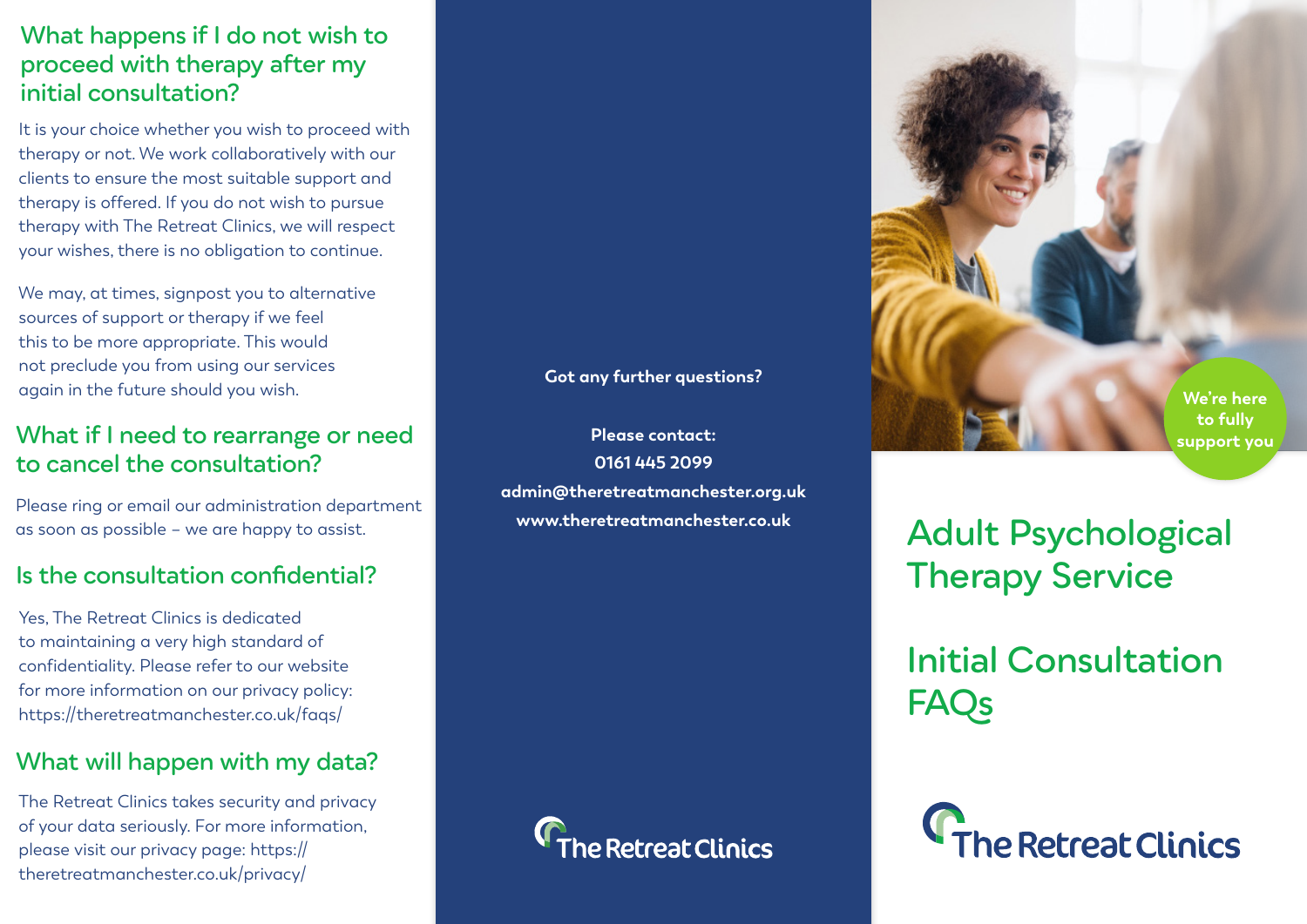## What happens if I do not wish to proceed with therapy after my initial consultation?

It is your choice whether you wish to proceed with therapy or not. We work collaboratively with our clients to ensure the most suitable support and therapy is offered. If you do not wish to pursue therapy with The Retreat Clinics, we will respect your wishes, there is no obligation to continue.

We may, at times, signpost you to alternative sources of support or therapy if we feel this to be more appropriate. This would not preclude you from using our services again in the future should you wish.

## What if I need to rearrange or need to cancel the consultation?

Please ring or email our administration department as soon as possible – we are happy to assist.

## Is the consultation confidential?

Yes, The Retreat Clinics is dedicated to maintaining a very high standard of confidentiality. Please refer to our website for more information on our privacy policy: https://theretreatmanchester.co.uk/faqs/

## What will happen with my data?

The Retreat Clinics takes security and privacy of your data seriously. For more information, please visit our privacy page: https://theretreatmanchester.co.uk/privacy/

**Got any further questions?**

**Please contact:**
**0161 445 2099**
**admin@theretreatmanchester.org.uk**
**www.theretreatmanchester.co.uk**

The Retreat Clinics

**We're here to fully support you**

# Adult Psychological Therapy Service

# Initial Consultation FAQs

The Retreat Clinics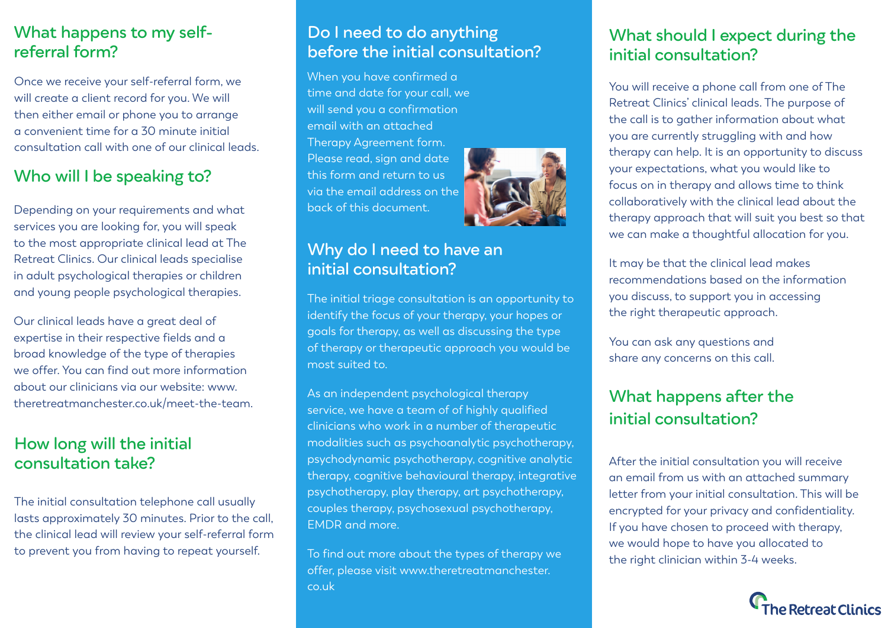## What happens to my self-referral form?

Once we receive your self-referral form, we will create a client record for you. We will then either email or phone you to arrange a convenient time for a 30 minute initial consultation call with one of our clinical leads.

## Who will I be speaking to?

Depending on your requirements and what services you are looking for, you will speak to the most appropriate clinical lead at The Retreat Clinics. Our clinical leads specialise in adult psychological therapies or children and young people psychological therapies.

Our clinical leads have a great deal of expertise in their respective fields and a broad knowledge of the type of therapies we offer. You can find out more information about our clinicians via our website: www.theretreatmanchester.co.uk/meet-the-team.

## How long will the initial consultation take?

The initial consultation telephone call usually lasts approximately 30 minutes. Prior to the call, the clinical lead will review your self-referral form to prevent you from having to repeat yourself.

## Do I need to do anything before the initial consultation?

When you have confirmed a time and date for your call, we will send you a confirmation email with an attached Therapy Agreement form. Please read, sign and date this form and return to us via the email address on the back of this document.

## Why do I need to have an initial consultation?

The initial triage consultation is an opportunity to identify the focus of your therapy, your hopes or goals for therapy, as well as discussing the type of therapy or therapeutic approach you would be most suited to.

As an independent psychological therapy service, we have a team of of highly qualified clinicians who work in a number of therapeutic modalities such as psychoanalytic psychotherapy, psychodynamic psychotherapy, cognitive analytic therapy, cognitive behavioural therapy, integrative psychotherapy, play therapy, art psychotherapy, couples therapy, psychosexual psychotherapy, EMDR and more.

To find out more about the types of therapy we offer, please visit www.theretreatmanchester.co.uk

## What should I expect during the initial consultation?

You will receive a phone call from one of The Retreat Clinics' clinical leads. The purpose of the call is to gather information about what you are currently struggling with and how therapy can help. It is an opportunity to discuss your expectations, what you would like to focus on in therapy and allows time to think collaboratively with the clinical lead about the therapy approach that will suit you best so that we can make a thoughtful allocation for you.

It may be that the clinical lead makes recommendations based on the information you discuss, to support you in accessing the right therapeutic approach.

You can ask any questions and share any concerns on this call.

## What happens after the initial consultation?

After the initial consultation you will receive an email from us with an attached summary letter from your initial consultation. This will be encrypted for your privacy and confidentiality. If you have chosen to proceed with therapy, we would hope to have you allocated to the right clinician within 3-4 weeks.

The Retreat Clinics